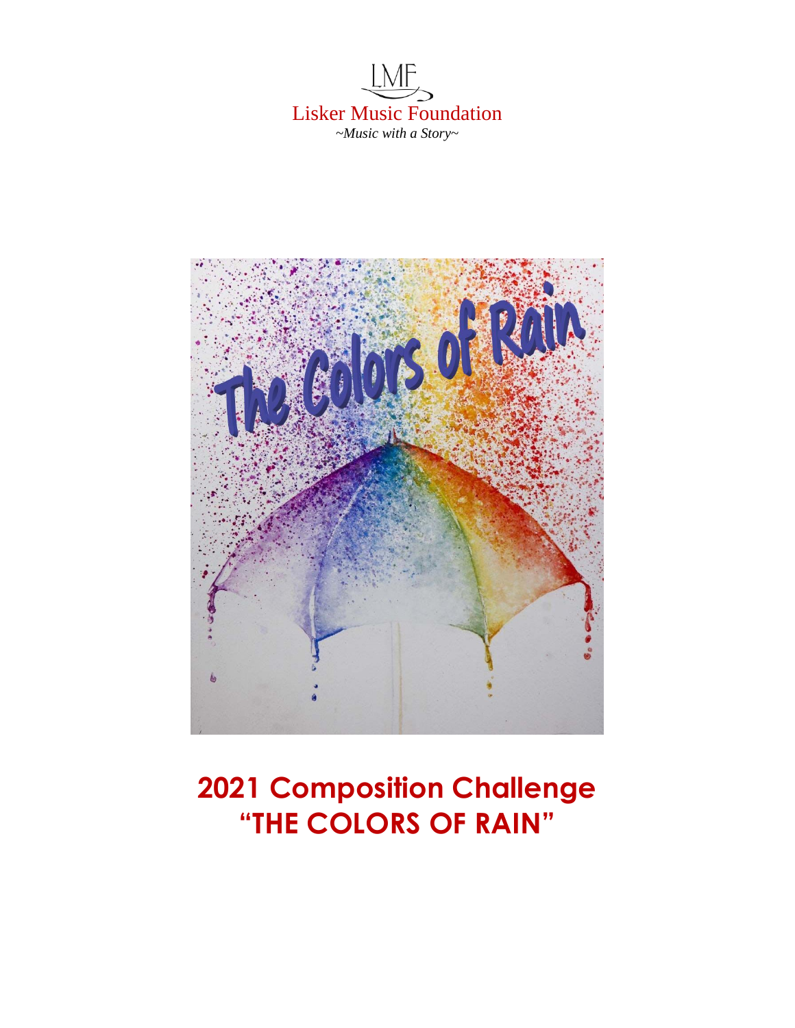LMF

Lisker Music Foundation

*~Music with a Story~*

# 2021 Composition Challenge
# "THE COLORS OF RAIN"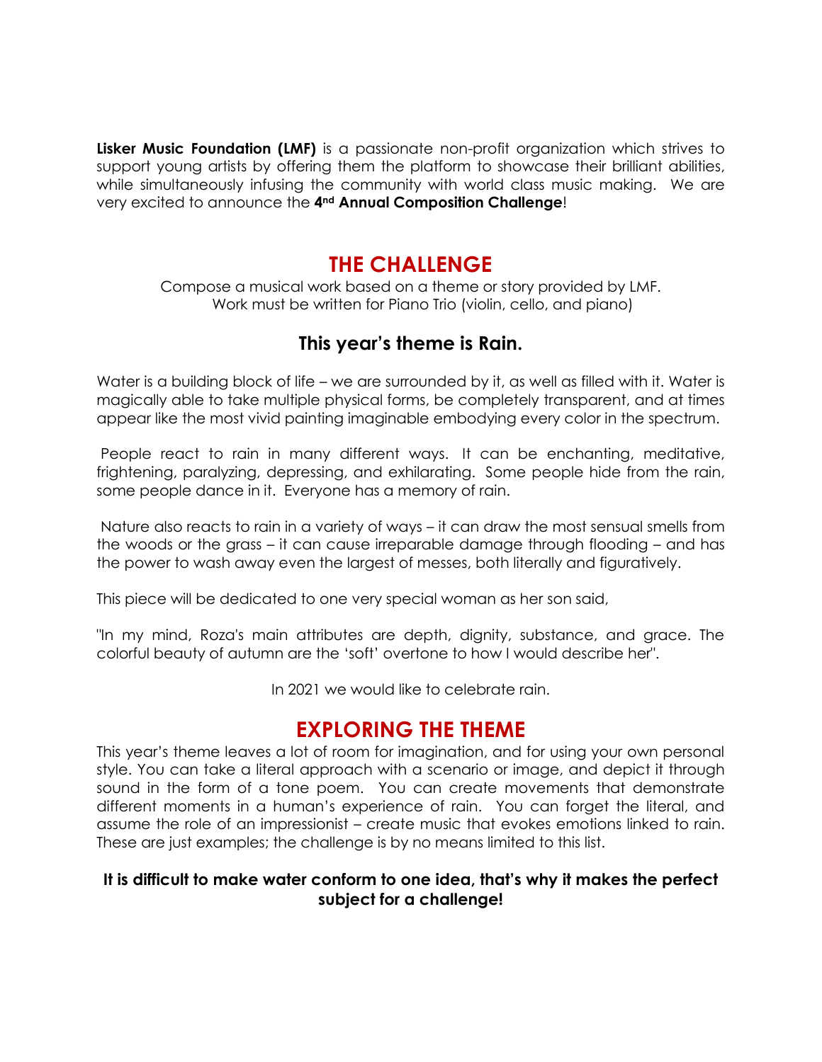**Lisker Music Foundation (LMF)** is a passionate non-profit organization which strives to support young artists by offering them the platform to showcase their brilliant abilities, while simultaneously infusing the community with world class music making. We are very excited to announce the **4th Annual Composition Challenge**!

## THE CHALLENGE

Compose a musical work based on a theme or story provided by LMF.
Work must be written for Piano Trio (violin, cello, and piano)

### This year's theme is Rain.

Water is a building block of life – we are surrounded by it, as well as filled with it. Water is magically able to take multiple physical forms, be completely transparent, and at times appear like the most vivid painting imaginable embodying every color in the spectrum.

People react to rain in many different ways. It can be enchanting, meditative, frightening, paralyzing, depressing, and exhilarating. Some people hide from the rain, some people dance in it. Everyone has a memory of rain.

Nature also reacts to rain in a variety of ways – it can draw the most sensual smells from the woods or the grass – it can cause irreparable damage through flooding – and has the power to wash away even the largest of messes, both literally and figuratively.

This piece will be dedicated to one very special woman as her son said,

"In my mind, Roza's main attributes are depth, dignity, substance, and grace. The colorful beauty of autumn are the 'soft' overtone to how I would describe her".

In 2021 we would like to celebrate rain.

## EXPLORING THE THEME

This year's theme leaves a lot of room for imagination, and for using your own personal style. You can take a literal approach with a scenario or image, and depict it through sound in the form of a tone poem. You can create movements that demonstrate different moments in a human's experience of rain. You can forget the literal, and assume the role of an impressionist – create music that evokes emotions linked to rain. These are just examples; the challenge is by no means limited to this list.

**It is difficult to make water conform to one idea, that's why it makes the perfect subject for a challenge!**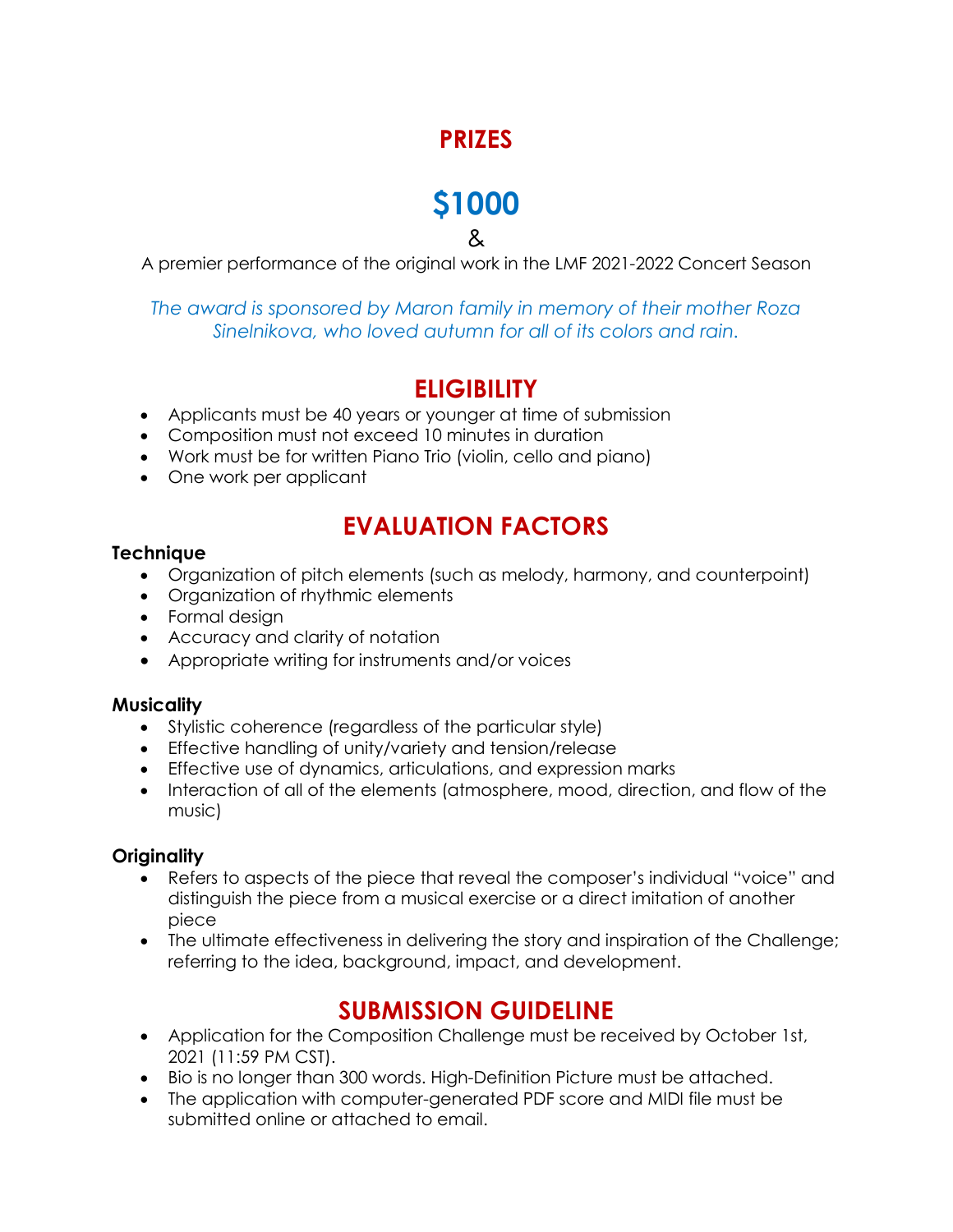## PRIZES

# $1000

&

A premier performance of the original work in the LMF 2021-2022 Concert Season

*The award is sponsored by Maron family in memory of their mother Roza Sinelnikova, who loved autumn for all of its colors and rain.*

## ELIGIBILITY

- Applicants must be 40 years or younger at time of submission
- Composition must not exceed 10 minutes in duration
- Work must be for written Piano Trio (violin, cello and piano)
- One work per applicant

## EVALUATION FACTORS

### Technique

- Organization of pitch elements (such as melody, harmony, and counterpoint)
- Organization of rhythmic elements
- Formal design
- Accuracy and clarity of notation
- Appropriate writing for instruments and/or voices

### Musicality

- Stylistic coherence (regardless of the particular style)
- Effective handling of unity/variety and tension/release
- Effective use of dynamics, articulations, and expression marks
- Interaction of all of the elements (atmosphere, mood, direction, and flow of the music)

### Originality

- Refers to aspects of the piece that reveal the composer's individual "voice" and distinguish the piece from a musical exercise or a direct imitation of another piece
- The ultimate effectiveness in delivering the story and inspiration of the Challenge; referring to the idea, background, impact, and development.

## SUBMISSION GUIDELINE

- Application for the Composition Challenge must be received by October 1st, 2021 (11:59 PM CST).
- Bio is no longer than 300 words. High-Definition Picture must be attached.
- The application with computer-generated PDF score and MIDI file must be submitted online or attached to email.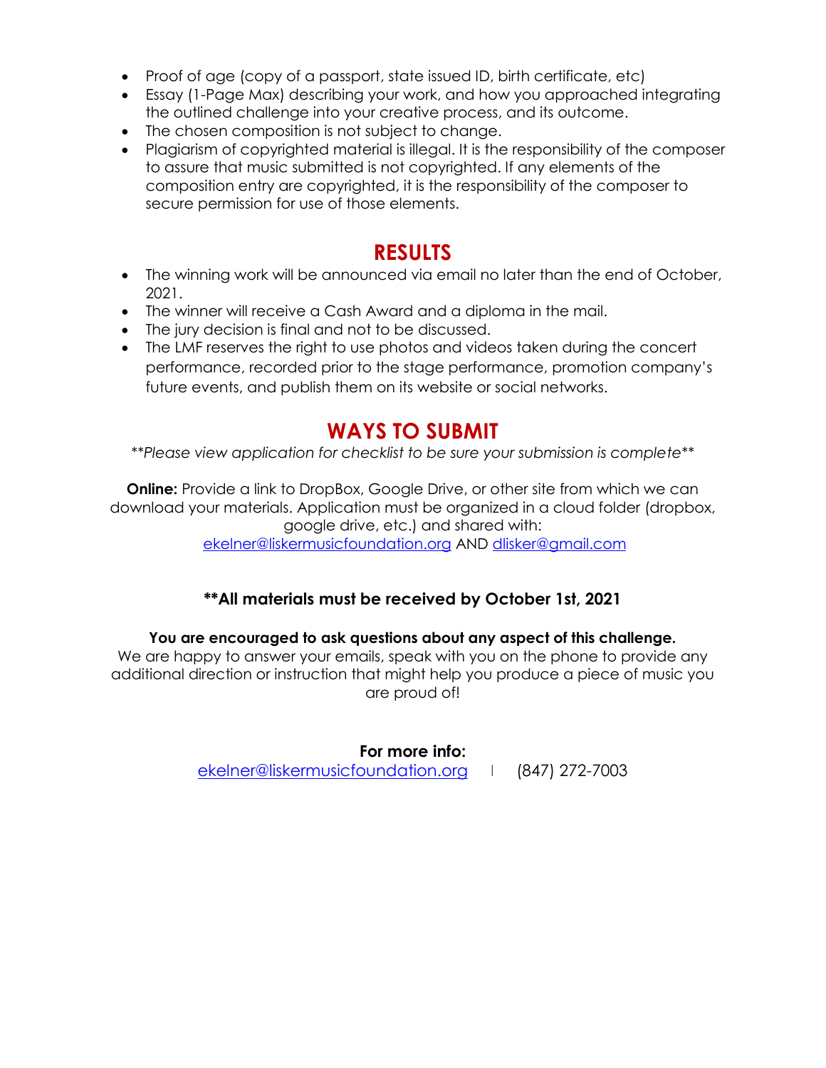- Proof of age (copy of a passport, state issued ID, birth certificate, etc)
- Essay (1-Page Max) describing your work, and how you approached integrating the outlined challenge into your creative process, and its outcome.
- The chosen composition is not subject to change.
- Plagiarism of copyrighted material is illegal. It is the responsibility of the composer to assure that music submitted is not copyrighted. If any elements of the composition entry are copyrighted, it is the responsibility of the composer to secure permission for use of those elements.

## RESULTS

- The winning work will be announced via email no later than the end of October, 2021.
- The winner will receive a Cash Award and a diploma in the mail.
- The jury decision is final and not to be discussed.
- The LMF reserves the right to use photos and videos taken during the concert performance, recorded prior to the stage performance, promotion company's future events, and publish them on its website or social networks.

## WAYS TO SUBMIT

*\*\*Please view application for checklist to be sure your submission is complete\*\**

**Online:** Provide a link to DropBox, Google Drive, or other site from which we can download your materials. Application must be organized in a cloud folder (dropbox, google drive, etc.) and shared with:
ekelner@liskermusicfoundation.org AND dlisker@gmail.com

**\*\*All materials must be received by October 1st, 2021**

**You are encouraged to ask questions about any aspect of this challenge.**
We are happy to answer your emails, speak with you on the phone to provide any additional direction or instruction that might help you produce a piece of music you are proud of!

**For more info:**
ekelner@liskermusicfoundation.org | (847) 272-7003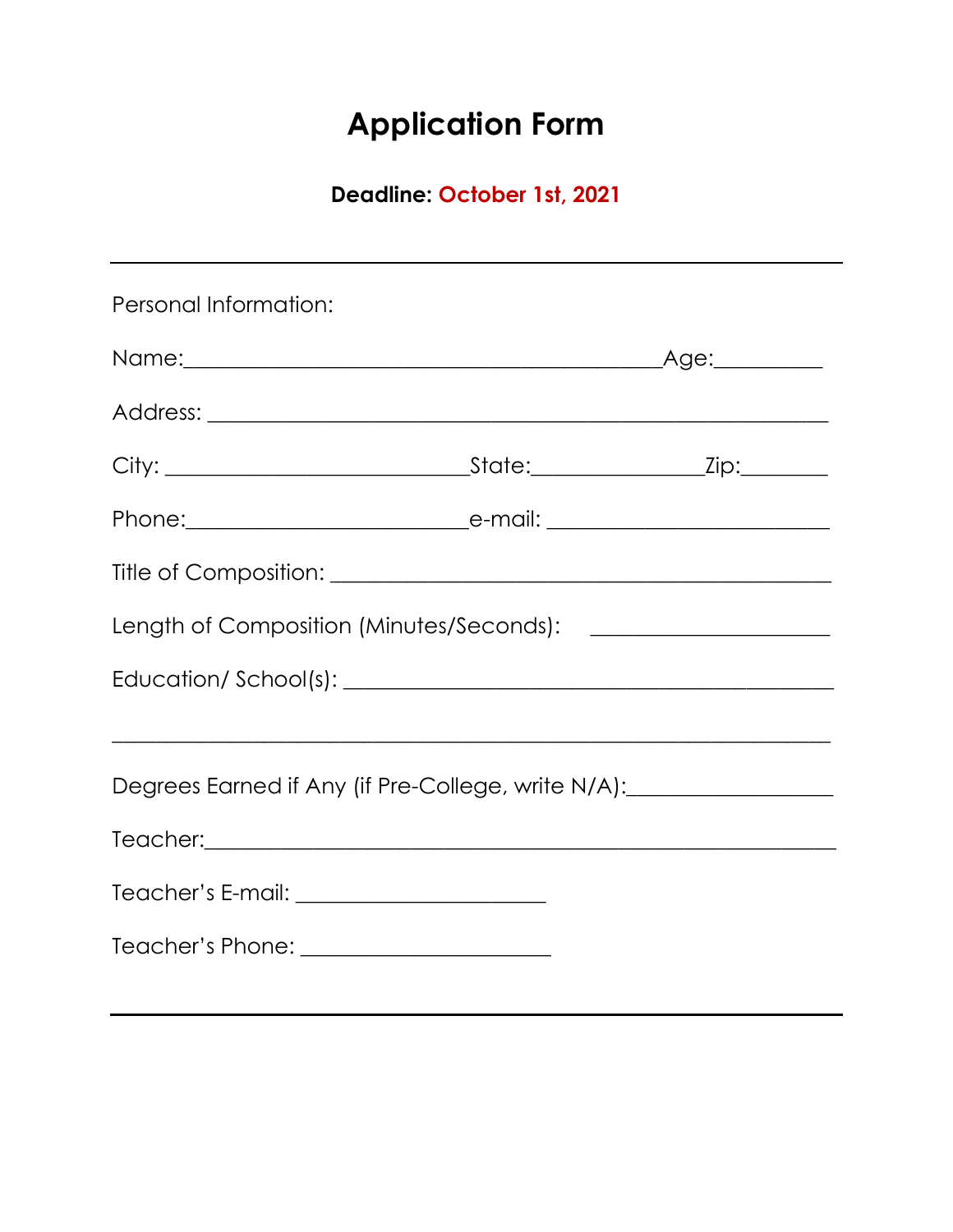# Application Form

**Deadline: October 1st, 2021**

---

Personal Information:

Name:________________________________________Age:_________

Address: ____________________________________________________

City: _________________________State:______________Zip:_______

Phone:________________________e-mail: ________________________

Title of Composition: ________________________________________

Length of Composition (Minutes/Seconds): ____________________

Education/ School(s): ________________________________________

______________________________________________________________

Degrees Earned if Any (if Pre-College, write N/A):_________________

Teacher:_____________________________________________________

Teacher's E-mail: _____________________

Teacher's Phone: _____________________

---